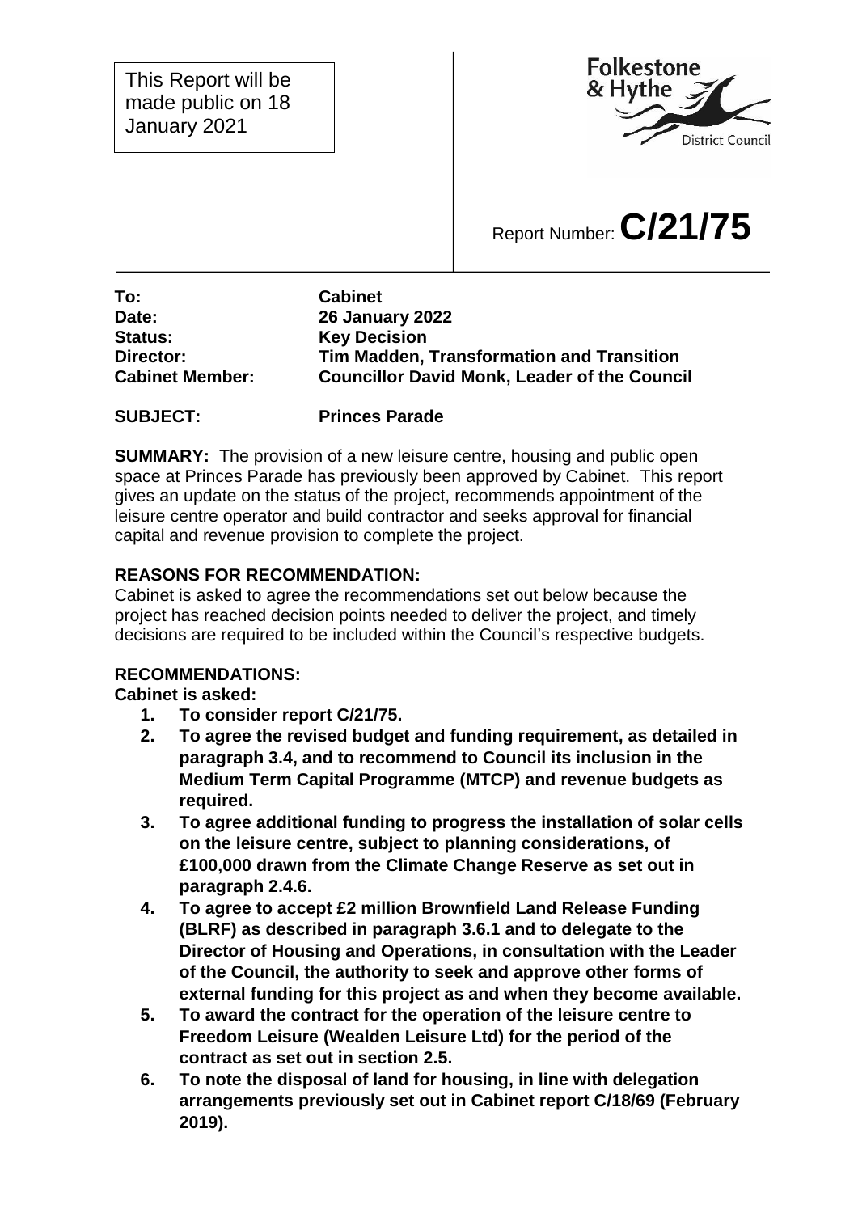This Report will be made public on 18 January 2021

Folkestone & Hythe District Council

Report Number: **C/21/75**

| | |
|---|---|
| **To:** | **Cabinet** |
| **Date:** | **26 January 2022** |
| **Status:** | **Key Decision** |
| **Director:** | **Tim Madden, Transformation and Transition** |
| **Cabinet Member:** | **Councillor David Monk, Leader of the Council** |

**SUBJECT: Princes Parade**

**SUMMARY:** The provision of a new leisure centre, housing and public open space at Princes Parade has previously been approved by Cabinet. This report gives an update on the status of the project, recommends appointment of the leisure centre operator and build contractor and seeks approval for financial capital and revenue provision to complete the project.

**REASONS FOR RECOMMENDATION:**

Cabinet is asked to agree the recommendations set out below because the project has reached decision points needed to deliver the project, and timely decisions are required to be included within the Council's respective budgets.

**RECOMMENDATIONS:**

**Cabinet is asked:**

1. **To consider report C/21/75.**
2. **To agree the revised budget and funding requirement, as detailed in paragraph 3.4, and to recommend to Council its inclusion in the Medium Term Capital Programme (MTCP) and revenue budgets as required.**
3. **To agree additional funding to progress the installation of solar cells on the leisure centre, subject to planning considerations, of £100,000 drawn from the Climate Change Reserve as set out in paragraph 2.4.6.**
4. **To agree to accept £2 million Brownfield Land Release Funding (BLRF) as described in paragraph 3.6.1 and to delegate to the Director of Housing and Operations, in consultation with the Leader of the Council, the authority to seek and approve other forms of external funding for this project as and when they become available.**
5. **To award the contract for the operation of the leisure centre to Freedom Leisure (Wealden Leisure Ltd) for the period of the contract as set out in section 2.5.**
6. **To note the disposal of land for housing, in line with delegation arrangements previously set out in Cabinet report C/18/69 (February 2019).**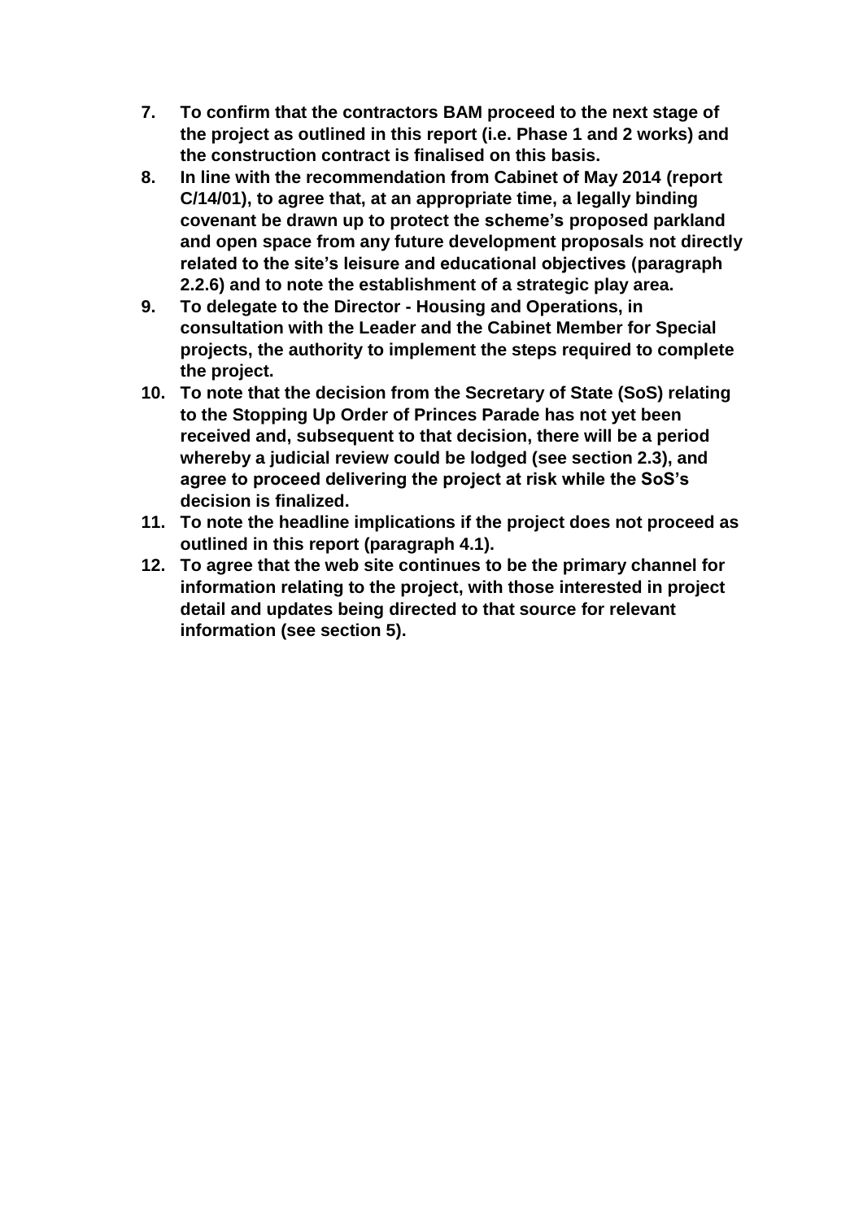7. **To confirm that the contractors BAM proceed to the next stage of the project as outlined in this report (i.e. Phase 1 and 2 works) and the construction contract is finalised on this basis.**
8. **In line with the recommendation from Cabinet of May 2014 (report C/14/01), to agree that, at an appropriate time, a legally binding covenant be drawn up to protect the scheme's proposed parkland and open space from any future development proposals not directly related to the site's leisure and educational objectives (paragraph 2.2.6) and to note the establishment of a strategic play area.**
9. **To delegate to the Director - Housing and Operations, in consultation with the Leader and the Cabinet Member for Special projects, the authority to implement the steps required to complete the project.**
10. **To note that the decision from the Secretary of State (SoS) relating to the Stopping Up Order of Princes Parade has not yet been received and, subsequent to that decision, there will be a period whereby a judicial review could be lodged (see section 2.3), and agree to proceed delivering the project at risk while the SoS's decision is finalized.**
11. **To note the headline implications if the project does not proceed as outlined in this report (paragraph 4.1).**
12. **To agree that the web site continues to be the primary channel for information relating to the project, with those interested in project detail and updates being directed to that source for relevant information (see section 5).**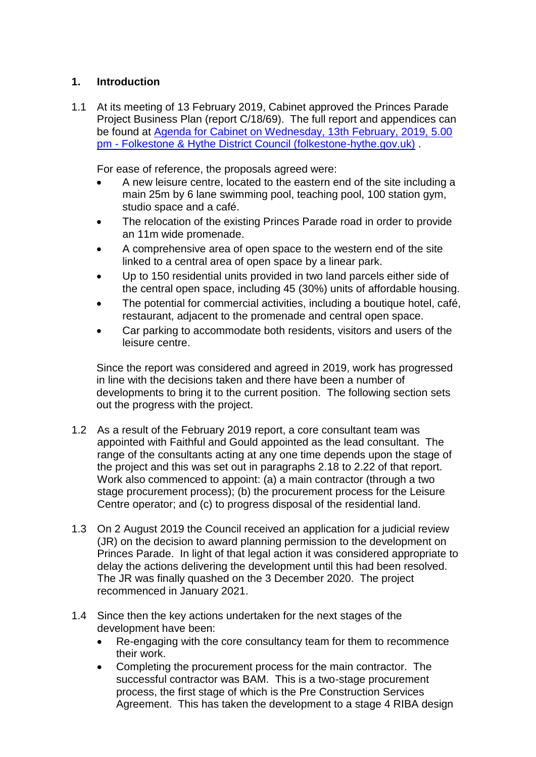## 1. Introduction

1.1 At its meeting of 13 February 2019, Cabinet approved the Princes Parade Project Business Plan (report C/18/69). The full report and appendices can be found at [Agenda for Cabinet on Wednesday, 13th February, 2019, 5.00 pm - Folkestone & Hythe District Council (folkestone-hythe.gov.uk)](#) .

For ease of reference, the proposals agreed were:

- A new leisure centre, located to the eastern end of the site including a main 25m by 6 lane swimming pool, teaching pool, 100 station gym, studio space and a café.
- The relocation of the existing Princes Parade road in order to provide an 11m wide promenade.
- A comprehensive area of open space to the western end of the site linked to a central area of open space by a linear park.
- Up to 150 residential units provided in two land parcels either side of the central open space, including 45 (30%) units of affordable housing.
- The potential for commercial activities, including a boutique hotel, café, restaurant, adjacent to the promenade and central open space.
- Car parking to accommodate both residents, visitors and users of the leisure centre.

Since the report was considered and agreed in 2019, work has progressed in line with the decisions taken and there have been a number of developments to bring it to the current position. The following section sets out the progress with the project.

1.2 As a result of the February 2019 report, a core consultant team was appointed with Faithful and Gould appointed as the lead consultant. The range of the consultants acting at any one time depends upon the stage of the project and this was set out in paragraphs 2.18 to 2.22 of that report. Work also commenced to appoint: (a) a main contractor (through a two stage procurement process); (b) the procurement process for the Leisure Centre operator; and (c) to progress disposal of the residential land.

1.3 On 2 August 2019 the Council received an application for a judicial review (JR) on the decision to award planning permission to the development on Princes Parade. In light of that legal action it was considered appropriate to delay the actions delivering the development until this had been resolved. The JR was finally quashed on the 3 December 2020. The project recommenced in January 2021.

1.4 Since then the key actions undertaken for the next stages of the development have been:

- Re-engaging with the core consultancy team for them to recommence their work.
- Completing the procurement process for the main contractor. The successful contractor was BAM. This is a two-stage procurement process, the first stage of which is the Pre Construction Services Agreement. This has taken the development to a stage 4 RIBA design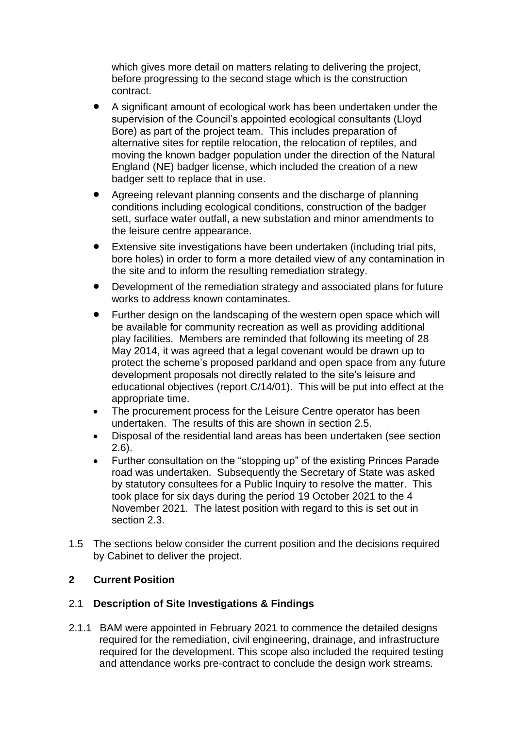which gives more detail on matters relating to delivering the project, before progressing to the second stage which is the construction contract.

- A significant amount of ecological work has been undertaken under the supervision of the Council's appointed ecological consultants (Lloyd Bore) as part of the project team. This includes preparation of alternative sites for reptile relocation, the relocation of reptiles, and moving the known badger population under the direction of the Natural England (NE) badger license, which included the creation of a new badger sett to replace that in use.
- Agreeing relevant planning consents and the discharge of planning conditions including ecological conditions, construction of the badger sett, surface water outfall, a new substation and minor amendments to the leisure centre appearance.
- Extensive site investigations have been undertaken (including trial pits, bore holes) in order to form a more detailed view of any contamination in the site and to inform the resulting remediation strategy.
- Development of the remediation strategy and associated plans for future works to address known contaminates.
- Further design on the landscaping of the western open space which will be available for community recreation as well as providing additional play facilities. Members are reminded that following its meeting of 28 May 2014, it was agreed that a legal covenant would be drawn up to protect the scheme's proposed parkland and open space from any future development proposals not directly related to the site's leisure and educational objectives (report C/14/01). This will be put into effect at the appropriate time.
- The procurement process for the Leisure Centre operator has been undertaken. The results of this are shown in section 2.5.
- Disposal of the residential land areas has been undertaken (see section 2.6).
- Further consultation on the "stopping up" of the existing Princes Parade road was undertaken. Subsequently the Secretary of State was asked by statutory consultees for a Public Inquiry to resolve the matter. This took place for six days during the period 19 October 2021 to the 4 November 2021. The latest position with regard to this is set out in section 2.3.

1.5 The sections below consider the current position and the decisions required by Cabinet to deliver the project.

## 2 Current Position

### 2.1 Description of Site Investigations & Findings

2.1.1 BAM were appointed in February 2021 to commence the detailed designs required for the remediation, civil engineering, drainage, and infrastructure required for the development. This scope also included the required testing and attendance works pre-contract to conclude the design work streams.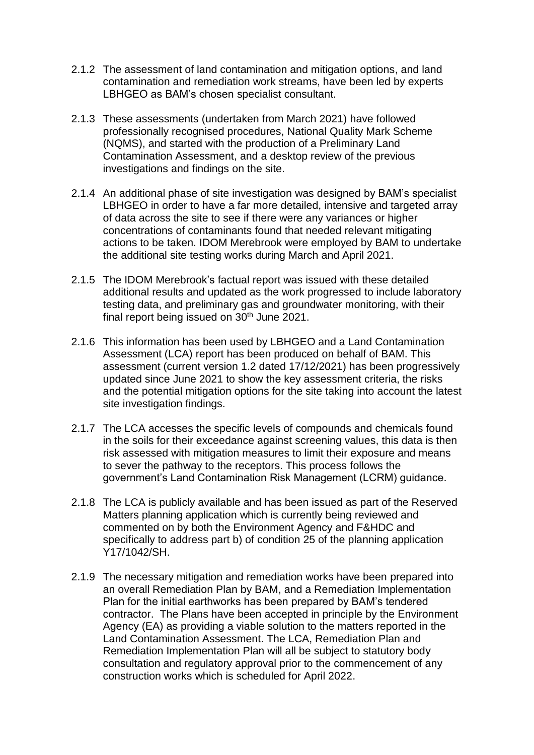2.1.2 The assessment of land contamination and mitigation options, and land contamination and remediation work streams, have been led by experts LBHGEO as BAM's chosen specialist consultant.

2.1.3 These assessments (undertaken from March 2021) have followed professionally recognised procedures, National Quality Mark Scheme (NQMS), and started with the production of a Preliminary Land Contamination Assessment, and a desktop review of the previous investigations and findings on the site.

2.1.4 An additional phase of site investigation was designed by BAM's specialist LBHGEO in order to have a far more detailed, intensive and targeted array of data across the site to see if there were any variances or higher concentrations of contaminants found that needed relevant mitigating actions to be taken. IDOM Merebrook were employed by BAM to undertake the additional site testing works during March and April 2021.

2.1.5 The IDOM Merebrook's factual report was issued with these detailed additional results and updated as the work progressed to include laboratory testing data, and preliminary gas and groundwater monitoring, with their final report being issued on 30th June 2021.

2.1.6 This information has been used by LBHGEO and a Land Contamination Assessment (LCA) report has been produced on behalf of BAM. This assessment (current version 1.2 dated 17/12/2021) has been progressively updated since June 2021 to show the key assessment criteria, the risks and the potential mitigation options for the site taking into account the latest site investigation findings.

2.1.7 The LCA accesses the specific levels of compounds and chemicals found in the soils for their exceedance against screening values, this data is then risk assessed with mitigation measures to limit their exposure and means to sever the pathway to the receptors. This process follows the government's Land Contamination Risk Management (LCRM) guidance.

2.1.8 The LCA is publicly available and has been issued as part of the Reserved Matters planning application which is currently being reviewed and commented on by both the Environment Agency and F&HDC and specifically to address part b) of condition 25 of the planning application Y17/1042/SH.

2.1.9 The necessary mitigation and remediation works have been prepared into an overall Remediation Plan by BAM, and a Remediation Implementation Plan for the initial earthworks has been prepared by BAM's tendered contractor. The Plans have been accepted in principle by the Environment Agency (EA) as providing a viable solution to the matters reported in the Land Contamination Assessment. The LCA, Remediation Plan and Remediation Implementation Plan will all be subject to statutory body consultation and regulatory approval prior to the commencement of any construction works which is scheduled for April 2022.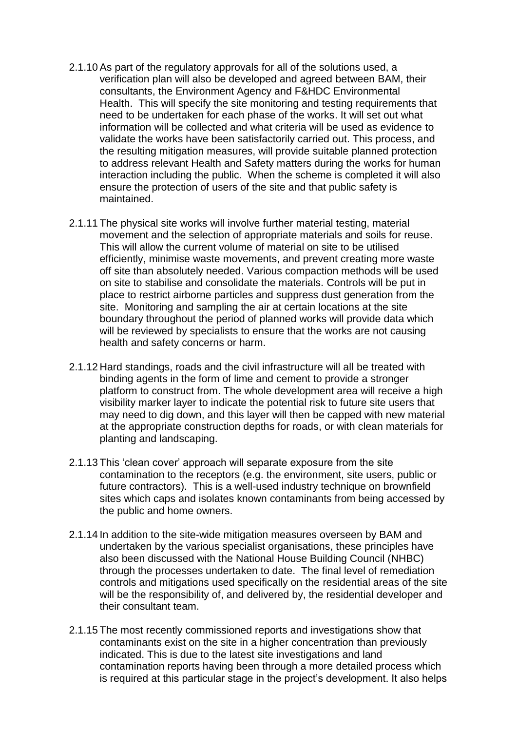2.1.10 As part of the regulatory approvals for all of the solutions used, a verification plan will also be developed and agreed between BAM, their consultants, the Environment Agency and F&HDC Environmental Health. This will specify the site monitoring and testing requirements that need to be undertaken for each phase of the works. It will set out what information will be collected and what criteria will be used as evidence to validate the works have been satisfactorily carried out. This process, and the resulting mitigation measures, will provide suitable planned protection to address relevant Health and Safety matters during the works for human interaction including the public. When the scheme is completed it will also ensure the protection of users of the site and that public safety is maintained.

2.1.11 The physical site works will involve further material testing, material movement and the selection of appropriate materials and soils for reuse. This will allow the current volume of material on site to be utilised efficiently, minimise waste movements, and prevent creating more waste off site than absolutely needed. Various compaction methods will be used on site to stabilise and consolidate the materials. Controls will be put in place to restrict airborne particles and suppress dust generation from the site. Monitoring and sampling the air at certain locations at the site boundary throughout the period of planned works will provide data which will be reviewed by specialists to ensure that the works are not causing health and safety concerns or harm.

2.1.12 Hard standings, roads and the civil infrastructure will all be treated with binding agents in the form of lime and cement to provide a stronger platform to construct from. The whole development area will receive a high visibility marker layer to indicate the potential risk to future site users that may need to dig down, and this layer will then be capped with new material at the appropriate construction depths for roads, or with clean materials for planting and landscaping.

2.1.13 This 'clean cover' approach will separate exposure from the site contamination to the receptors (e.g. the environment, site users, public or future contractors). This is a well-used industry technique on brownfield sites which caps and isolates known contaminants from being accessed by the public and home owners.

2.1.14 In addition to the site-wide mitigation measures overseen by BAM and undertaken by the various specialist organisations, these principles have also been discussed with the National House Building Council (NHBC) through the processes undertaken to date. The final level of remediation controls and mitigations used specifically on the residential areas of the site will be the responsibility of, and delivered by, the residential developer and their consultant team.

2.1.15 The most recently commissioned reports and investigations show that contaminants exist on the site in a higher concentration than previously indicated. This is due to the latest site investigations and land contamination reports having been through a more detailed process which is required at this particular stage in the project's development. It also helps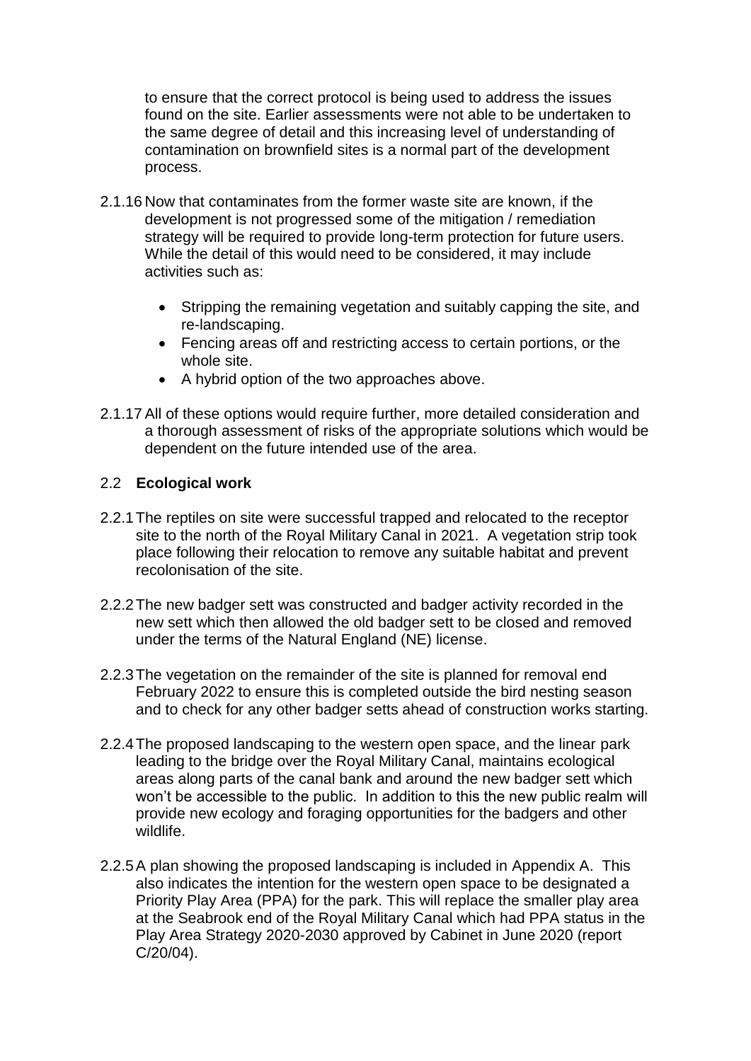to ensure that the correct protocol is being used to address the issues found on the site. Earlier assessments were not able to be undertaken to the same degree of detail and this increasing level of understanding of contamination on brownfield sites is a normal part of the development process.

2.1.16 Now that contaminates from the former waste site are known, if the development is not progressed some of the mitigation / remediation strategy will be required to provide long-term protection for future users. While the detail of this would need to be considered, it may include activities such as:

- Stripping the remaining vegetation and suitably capping the site, and re-landscaping.
- Fencing areas off and restricting access to certain portions, or the whole site.
- A hybrid option of the two approaches above.

2.1.17 All of these options would require further, more detailed consideration and a thorough assessment of risks of the appropriate solutions which would be dependent on the future intended use of the area.

## 2.2 **Ecological work**

2.2.1 The reptiles on site were successful trapped and relocated to the receptor site to the north of the Royal Military Canal in 2021. A vegetation strip took place following their relocation to remove any suitable habitat and prevent recolonisation of the site.

2.2.2 The new badger sett was constructed and badger activity recorded in the new sett which then allowed the old badger sett to be closed and removed under the terms of the Natural England (NE) license.

2.2.3 The vegetation on the remainder of the site is planned for removal end February 2022 to ensure this is completed outside the bird nesting season and to check for any other badger setts ahead of construction works starting.

2.2.4 The proposed landscaping to the western open space, and the linear park leading to the bridge over the Royal Military Canal, maintains ecological areas along parts of the canal bank and around the new badger sett which won't be accessible to the public. In addition to this the new public realm will provide new ecology and foraging opportunities for the badgers and other wildlife.

2.2.5 A plan showing the proposed landscaping is included in Appendix A. This also indicates the intention for the western open space to be designated a Priority Play Area (PPA) for the park. This will replace the smaller play area at the Seabrook end of the Royal Military Canal which had PPA status in the Play Area Strategy 2020-2030 approved by Cabinet in June 2020 (report C/20/04).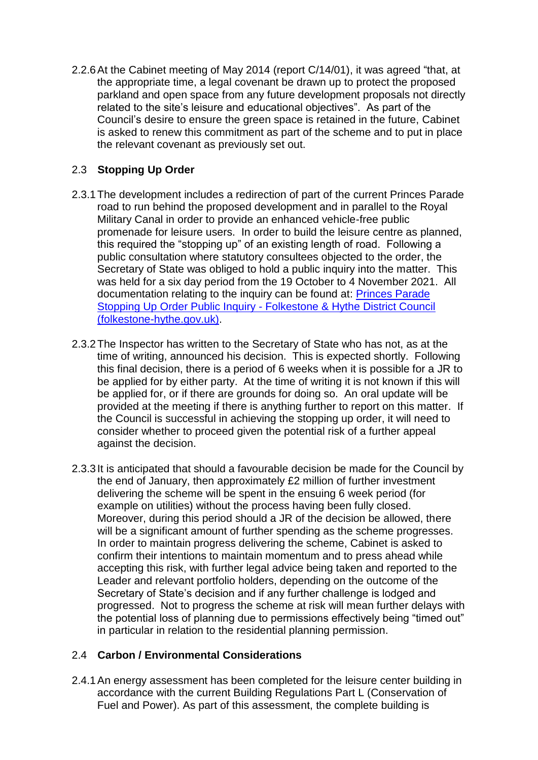2.2.6 At the Cabinet meeting of May 2014 (report C/14/01), it was agreed "that, at the appropriate time, a legal covenant be drawn up to protect the proposed parkland and open space from any future development proposals not directly related to the site's leisure and educational objectives". As part of the Council's desire to ensure the green space is retained in the future, Cabinet is asked to renew this commitment as part of the scheme and to put in place the relevant covenant as previously set out.

## 2.3 **Stopping Up Order**

2.3.1 The development includes a redirection of part of the current Princes Parade road to run behind the proposed development and in parallel to the Royal Military Canal in order to provide an enhanced vehicle-free public promenade for leisure users. In order to build the leisure centre as planned, this required the "stopping up" of an existing length of road. Following a public consultation where statutory consultees objected to the order, the Secretary of State was obliged to hold a public inquiry into the matter. This was held for a six day period from the 19 October to 4 November 2021. All documentation relating to the inquiry can be found at: [Princes Parade Stopping Up Order Public Inquiry - Folkestone & Hythe District Council (folkestone-hythe.gov.uk)](folkestone-hythe.gov.uk).

2.3.2 The Inspector has written to the Secretary of State who has not, as at the time of writing, announced his decision. This is expected shortly. Following this final decision, there is a period of 6 weeks when it is possible for a JR to be applied for by either party. At the time of writing it is not known if this will be applied for, or if there are grounds for doing so. An oral update will be provided at the meeting if there is anything further to report on this matter. If the Council is successful in achieving the stopping up order, it will need to consider whether to proceed given the potential risk of a further appeal against the decision.

2.3.3 It is anticipated that should a favourable decision be made for the Council by the end of January, then approximately £2 million of further investment delivering the scheme will be spent in the ensuing 6 week period (for example on utilities) without the process having been fully closed. Moreover, during this period should a JR of the decision be allowed, there will be a significant amount of further spending as the scheme progresses. In order to maintain progress delivering the scheme, Cabinet is asked to confirm their intentions to maintain momentum and to press ahead while accepting this risk, with further legal advice being taken and reported to the Leader and relevant portfolio holders, depending on the outcome of the Secretary of State's decision and if any further challenge is lodged and progressed. Not to progress the scheme at risk will mean further delays with the potential loss of planning due to permissions effectively being "timed out" in particular in relation to the residential planning permission.

## 2.4 **Carbon / Environmental Considerations**

2.4.1 An energy assessment has been completed for the leisure center building in accordance with the current Building Regulations Part L (Conservation of Fuel and Power). As part of this assessment, the complete building is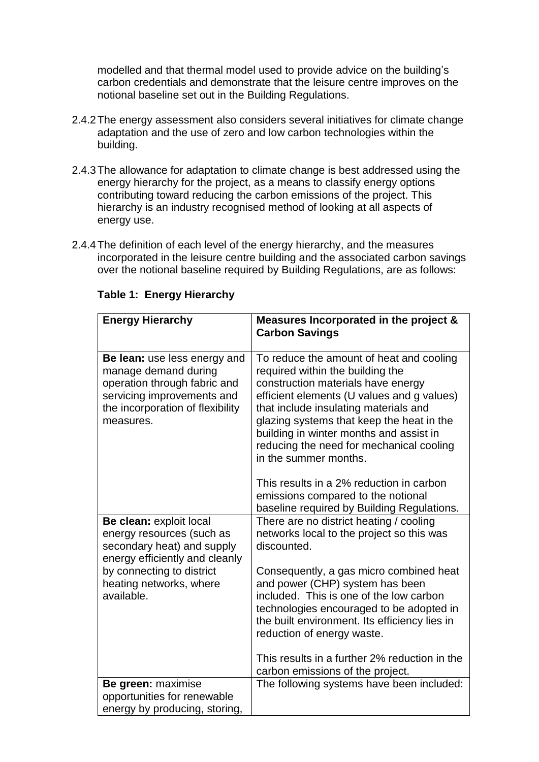modelled and that thermal model used to provide advice on the building's carbon credentials and demonstrate that the leisure centre improves on the notional baseline set out in the Building Regulations.

2.4.2 The energy assessment also considers several initiatives for climate change adaptation and the use of zero and low carbon technologies within the building.

2.4.3 The allowance for adaptation to climate change is best addressed using the energy hierarchy for the project, as a means to classify energy options contributing toward reducing the carbon emissions of the project. This hierarchy is an industry recognised method of looking at all aspects of energy use.

2.4.4 The definition of each level of the energy hierarchy, and the measures incorporated in the leisure centre building and the associated carbon savings over the notional baseline required by Building Regulations, are as follows:

**Table 1: Energy Hierarchy**

| **Energy Hierarchy** | **Measures Incorporated in the project & Carbon Savings** |
|---|---|
| **Be lean:** use less energy and manage demand during operation through fabric and servicing improvements and the incorporation of flexibility measures. | To reduce the amount of heat and cooling required within the building the construction materials have energy efficient elements (U values and g values) that include insulating materials and glazing systems that keep the heat in the building in winter months and assist in reducing the need for mechanical cooling in the summer months.<br><br>This results in a 2% reduction in carbon emissions compared to the notional baseline required by Building Regulations. |
| **Be clean:** exploit local energy resources (such as secondary heat) and supply energy efficiently and cleanly by connecting to district heating networks, where available. | There are no district heating / cooling networks local to the project so this was discounted.<br><br>Consequently, a gas micro combined heat and power (CHP) system has been included. This is one of the low carbon technologies encouraged to be adopted in the built environment. Its efficiency lies in reduction of energy waste.<br><br>This results in a further 2% reduction in the carbon emissions of the project. |
| **Be green:** maximise opportunities for renewable energy by producing, storing, | The following systems have been included: |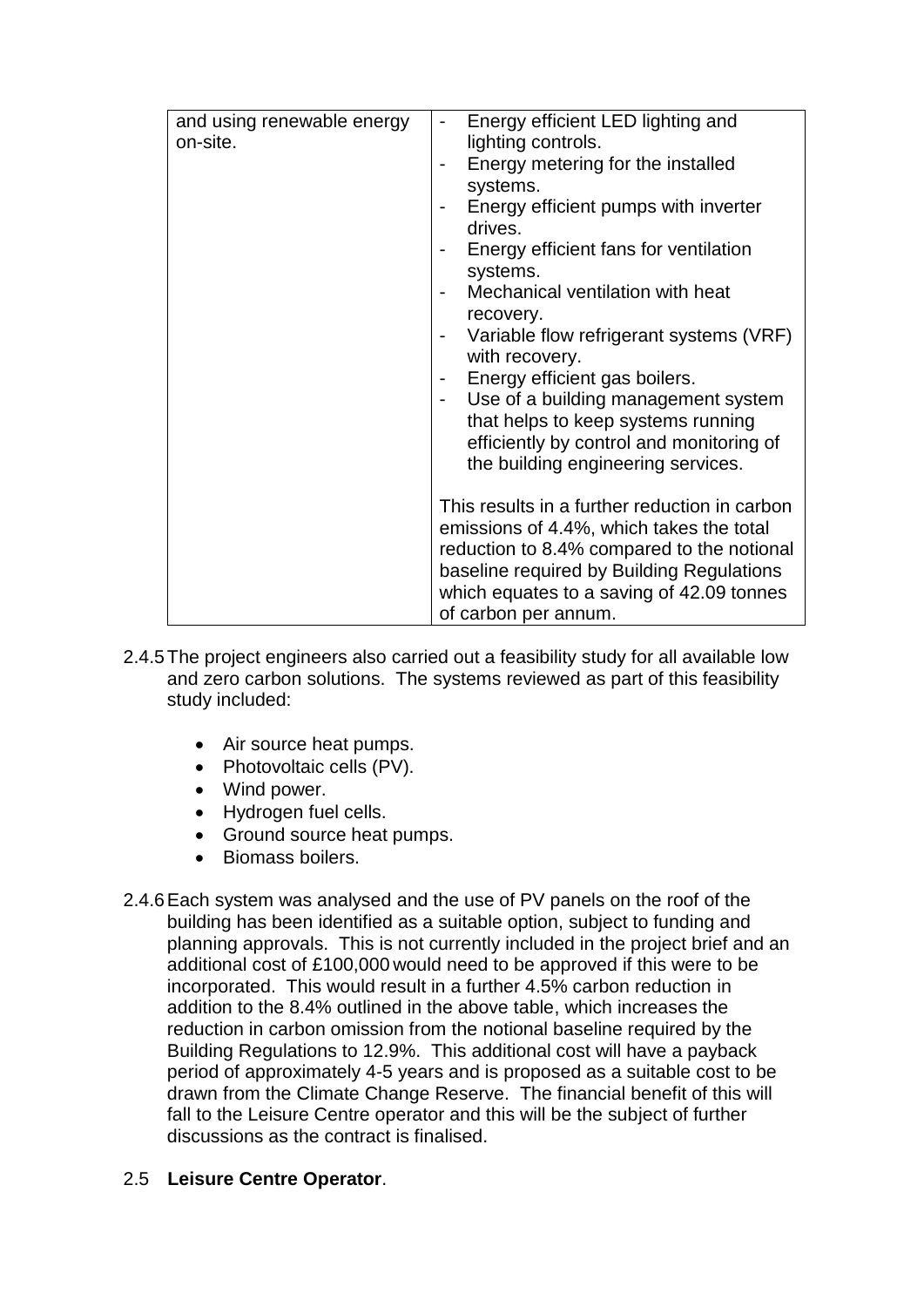| and using renewable energy on-site. | - Energy efficient LED lighting and lighting controls.<br>- Energy metering for the installed systems.<br>- Energy efficient pumps with inverter drives.<br>- Energy efficient fans for ventilation systems.<br>- Mechanical ventilation with heat recovery.<br>- Variable flow refrigerant systems (VRF) with recovery.<br>- Energy efficient gas boilers.<br>- Use of a building management system that helps to keep systems running efficiently by control and monitoring of the building engineering services.<br><br>This results in a further reduction in carbon emissions of 4.4%, which takes the total reduction to 8.4% compared to the notional baseline required by Building Regulations which equates to a saving of 42.09 tonnes of carbon per annum. |
|---|---|

2.4.5 The project engineers also carried out a feasibility study for all available low and zero carbon solutions. The systems reviewed as part of this feasibility study included:

- Air source heat pumps.
- Photovoltaic cells (PV).
- Wind power.
- Hydrogen fuel cells.
- Ground source heat pumps.
- Biomass boilers.

2.4.6 Each system was analysed and the use of PV panels on the roof of the building has been identified as a suitable option, subject to funding and planning approvals. This is not currently included in the project brief and an additional cost of £100,000 would need to be approved if this were to be incorporated. This would result in a further 4.5% carbon reduction in addition to the 8.4% outlined in the above table, which increases the reduction in carbon omission from the notional baseline required by the Building Regulations to 12.9%. This additional cost will have a payback period of approximately 4-5 years and is proposed as a suitable cost to be drawn from the Climate Change Reserve. The financial benefit of this will fall to the Leisure Centre operator and this will be the subject of further discussions as the contract is finalised.

2.5 **Leisure Centre Operator**.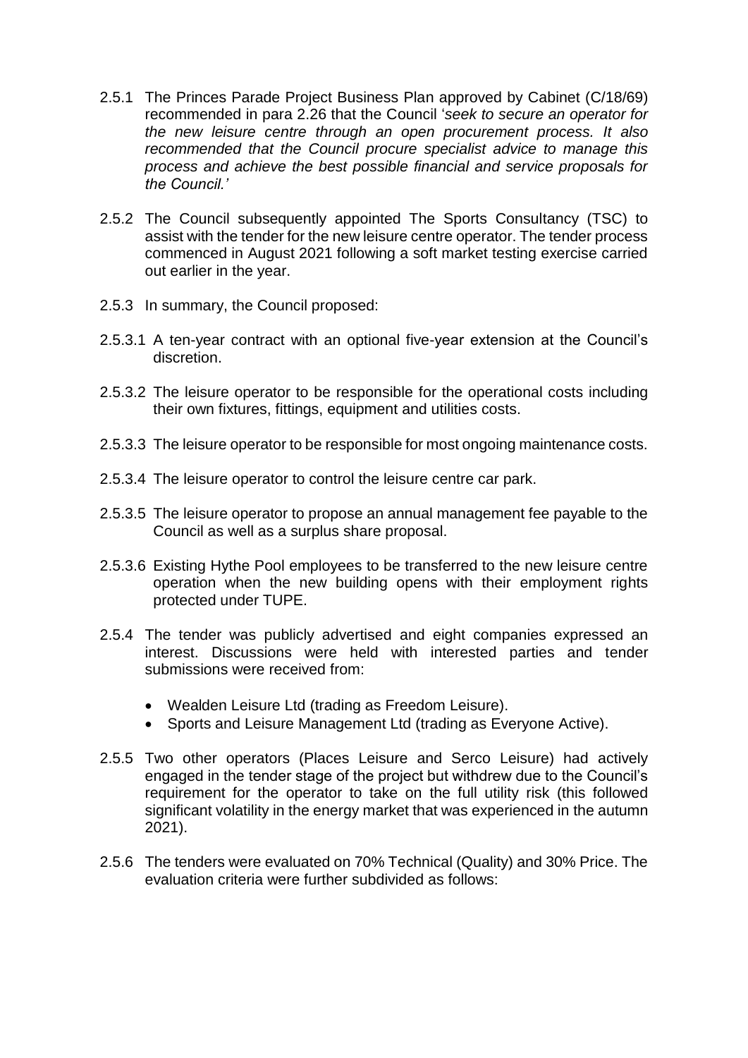2.5.1 The Princes Parade Project Business Plan approved by Cabinet (C/18/69) recommended in para 2.26 that the Council '*seek to secure an operator for the new leisure centre through an open procurement process. It also recommended that the Council procure specialist advice to manage this process and achieve the best possible financial and service proposals for the Council.'*

2.5.2 The Council subsequently appointed The Sports Consultancy (TSC) to assist with the tender for the new leisure centre operator. The tender process commenced in August 2021 following a soft market testing exercise carried out earlier in the year.

2.5.3 In summary, the Council proposed:

2.5.3.1 A ten-year contract with an optional five-year extension at the Council's discretion.

2.5.3.2 The leisure operator to be responsible for the operational costs including their own fixtures, fittings, equipment and utilities costs.

2.5.3.3 The leisure operator to be responsible for most ongoing maintenance costs.

2.5.3.4 The leisure operator to control the leisure centre car park.

2.5.3.5 The leisure operator to propose an annual management fee payable to the Council as well as a surplus share proposal.

2.5.3.6 Existing Hythe Pool employees to be transferred to the new leisure centre operation when the new building opens with their employment rights protected under TUPE.

2.5.4 The tender was publicly advertised and eight companies expressed an interest. Discussions were held with interested parties and tender submissions were received from:

- Wealden Leisure Ltd (trading as Freedom Leisure).
- Sports and Leisure Management Ltd (trading as Everyone Active).

2.5.5 Two other operators (Places Leisure and Serco Leisure) had actively engaged in the tender stage of the project but withdrew due to the Council's requirement for the operator to take on the full utility risk (this followed significant volatility in the energy market that was experienced in the autumn 2021).

2.5.6 The tenders were evaluated on 70% Technical (Quality) and 30% Price. The evaluation criteria were further subdivided as follows: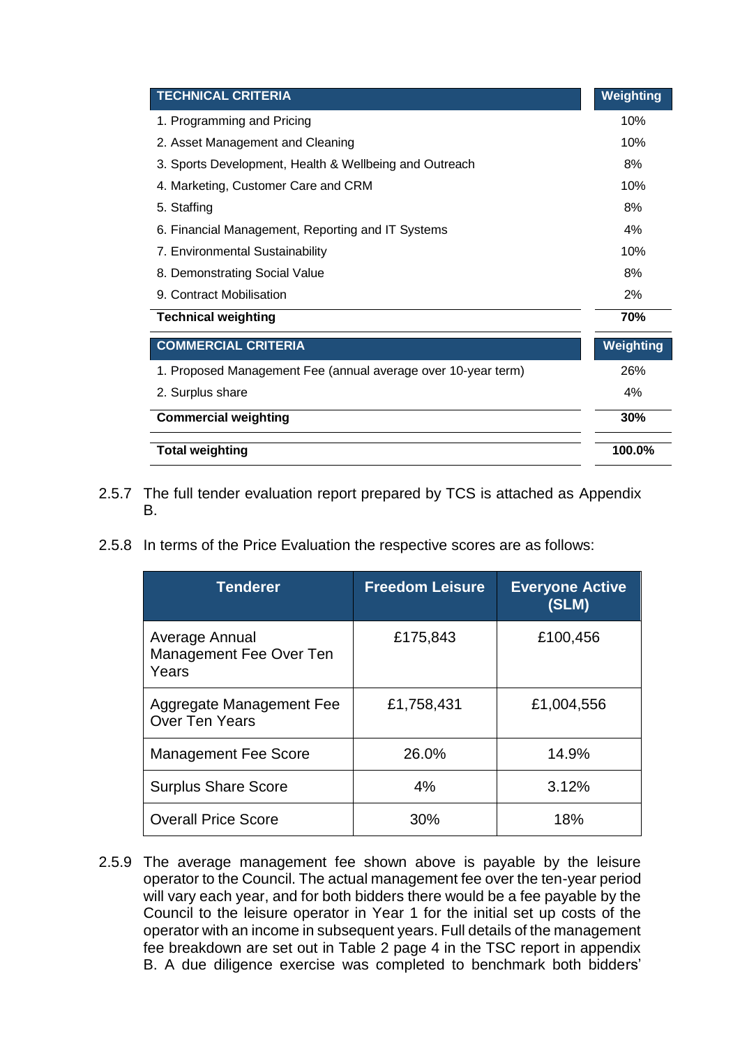| TECHNICAL CRITERIA | Weighting |
|---|---|
| 1. Programming and Pricing | 10% |
| 2. Asset Management and Cleaning | 10% |
| 3. Sports Development, Health & Wellbeing and Outreach | 8% |
| 4. Marketing, Customer Care and CRM | 10% |
| 5. Staffing | 8% |
| 6. Financial Management, Reporting and IT Systems | 4% |
| 7. Environmental Sustainability | 10% |
| 8. Demonstrating Social Value | 8% |
| 9. Contract Mobilisation | 2% |
| **Technical weighting** | **70%** |
| **COMMERCIAL CRITERIA** | **Weighting** |
| 1. Proposed Management Fee (annual average over 10-year term) | 26% |
| 2. Surplus share | 4% |
| **Commercial weighting** | **30%** |
| **Total weighting** | **100.0%** |

2.5.7 The full tender evaluation report prepared by TCS is attached as Appendix B.

2.5.8 In terms of the Price Evaluation the respective scores are as follows:

| Tenderer | Freedom Leisure | Everyone Active (SLM) |
|---|---|---|
| Average Annual Management Fee Over Ten Years | £175,843 | £100,456 |
| Aggregate Management Fee Over Ten Years | £1,758,431 | £1,004,556 |
| Management Fee Score | 26.0% | 14.9% |
| Surplus Share Score | 4% | 3.12% |
| Overall Price Score | 30% | 18% |

2.5.9 The average management fee shown above is payable by the leisure operator to the Council. The actual management fee over the ten-year period will vary each year, and for both bidders there would be a fee payable by the Council to the leisure operator in Year 1 for the initial set up costs of the operator with an income in subsequent years. Full details of the management fee breakdown are set out in Table 2 page 4 in the TSC report in appendix B. A due diligence exercise was completed to benchmark both bidders'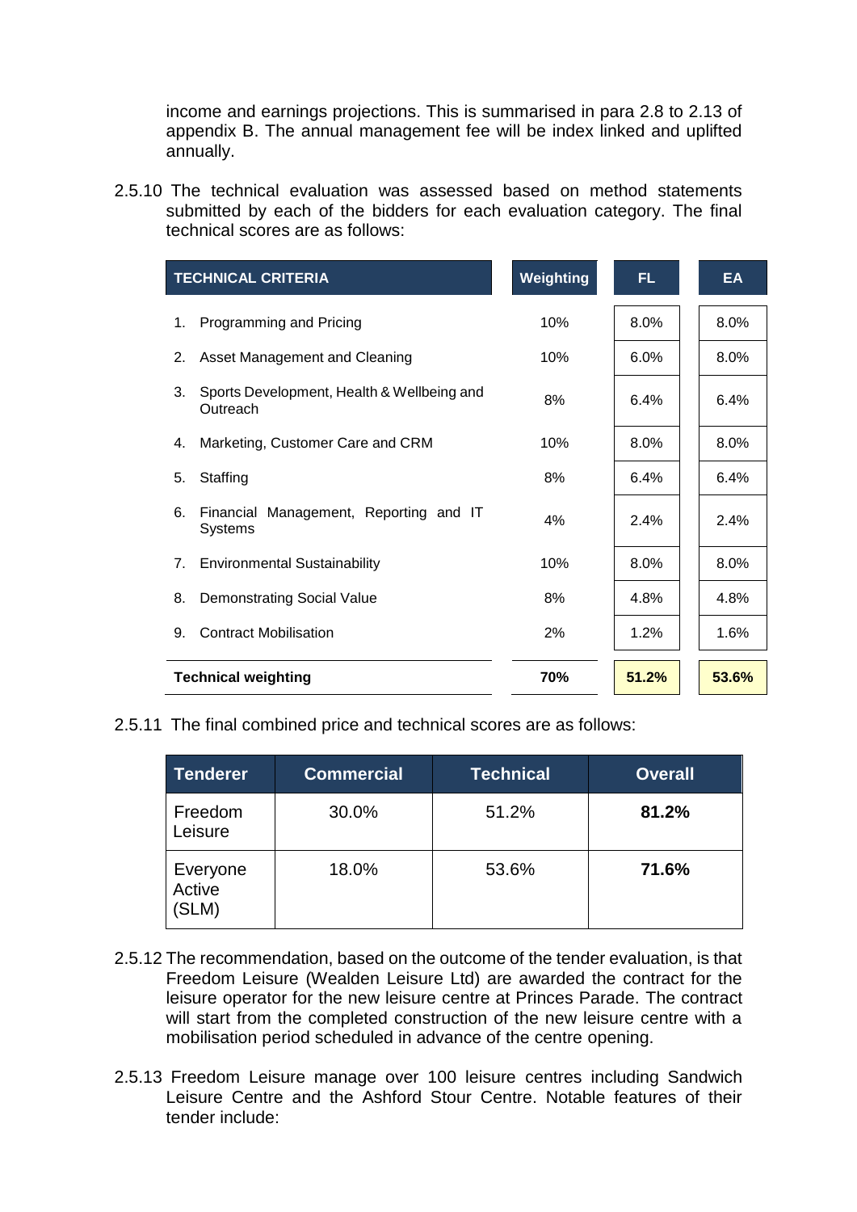income and earnings projections. This is summarised in para 2.8 to 2.13 of appendix B. The annual management fee will be index linked and uplifted annually.

2.5.10 The technical evaluation was assessed based on method statements submitted by each of the bidders for each evaluation category. The final technical scores are as follows:

| TECHNICAL CRITERIA | Weighting | FL | EA |
|---|---|---|---|
| 1. Programming and Pricing | 10% | 8.0% | 8.0% |
| 2. Asset Management and Cleaning | 10% | 6.0% | 8.0% |
| 3. Sports Development, Health & Wellbeing and Outreach | 8% | 6.4% | 6.4% |
| 4. Marketing, Customer Care and CRM | 10% | 8.0% | 8.0% |
| 5. Staffing | 8% | 6.4% | 6.4% |
| 6. Financial Management, Reporting and IT Systems | 4% | 2.4% | 2.4% |
| 7. Environmental Sustainability | 10% | 8.0% | 8.0% |
| 8. Demonstrating Social Value | 8% | 4.8% | 4.8% |
| 9. Contract Mobilisation | 2% | 1.2% | 1.6% |
| **Technical weighting** | **70%** | **51.2%** | **53.6%** |

2.5.11 The final combined price and technical scores are as follows:

| Tenderer | Commercial | Technical | Overall |
|---|---|---|---|
| Freedom Leisure | 30.0% | 51.2% | **81.2%** |
| Everyone Active (SLM) | 18.0% | 53.6% | **71.6%** |

2.5.12 The recommendation, based on the outcome of the tender evaluation, is that Freedom Leisure (Wealden Leisure Ltd) are awarded the contract for the leisure operator for the new leisure centre at Princes Parade. The contract will start from the completed construction of the new leisure centre with a mobilisation period scheduled in advance of the centre opening.

2.5.13 Freedom Leisure manage over 100 leisure centres including Sandwich Leisure Centre and the Ashford Stour Centre. Notable features of their tender include: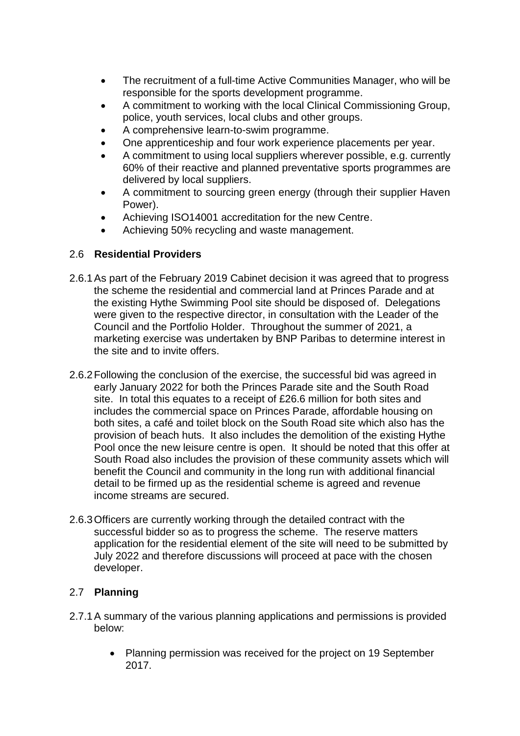- The recruitment of a full-time Active Communities Manager, who will be responsible for the sports development programme.
- A commitment to working with the local Clinical Commissioning Group, police, youth services, local clubs and other groups.
- A comprehensive learn-to-swim programme.
- One apprenticeship and four work experience placements per year.
- A commitment to using local suppliers wherever possible, e.g. currently 60% of their reactive and planned preventative sports programmes are delivered by local suppliers.
- A commitment to sourcing green energy (through their supplier Haven Power).
- Achieving ISO14001 accreditation for the new Centre.
- Achieving 50% recycling and waste management.

## 2.6 **Residential Providers**

2.6.1 As part of the February 2019 Cabinet decision it was agreed that to progress the scheme the residential and commercial land at Princes Parade and at the existing Hythe Swimming Pool site should be disposed of. Delegations were given to the respective director, in consultation with the Leader of the Council and the Portfolio Holder. Throughout the summer of 2021, a marketing exercise was undertaken by BNP Paribas to determine interest in the site and to invite offers.

2.6.2 Following the conclusion of the exercise, the successful bid was agreed in early January 2022 for both the Princes Parade site and the South Road site. In total this equates to a receipt of £26.6 million for both sites and includes the commercial space on Princes Parade, affordable housing on both sites, a café and toilet block on the South Road site which also has the provision of beach huts. It also includes the demolition of the existing Hythe Pool once the new leisure centre is open. It should be noted that this offer at South Road also includes the provision of these community assets which will benefit the Council and community in the long run with additional financial detail to be firmed up as the residential scheme is agreed and revenue income streams are secured.

2.6.3 Officers are currently working through the detailed contract with the successful bidder so as to progress the scheme. The reserve matters application for the residential element of the site will need to be submitted by July 2022 and therefore discussions will proceed at pace with the chosen developer.

## 2.7 **Planning**

2.7.1 A summary of the various planning applications and permissions is provided below:

- Planning permission was received for the project on 19 September 2017.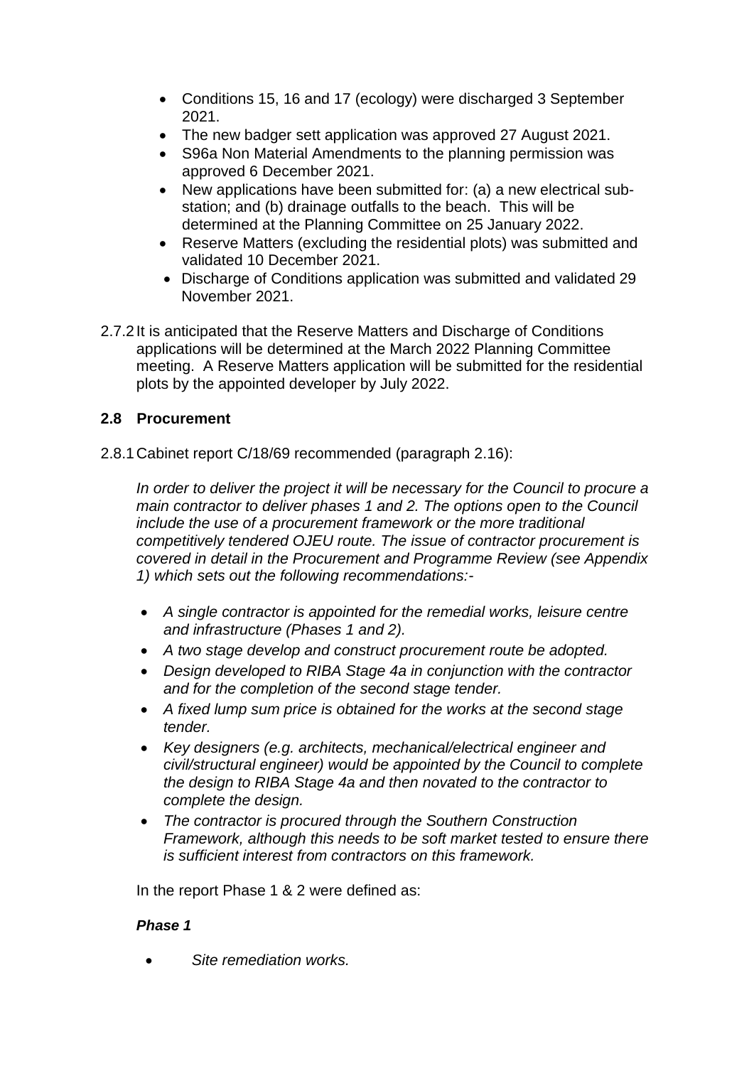- Conditions 15, 16 and 17 (ecology) were discharged 3 September 2021.
- The new badger sett application was approved 27 August 2021.
- S96a Non Material Amendments to the planning permission was approved 6 December 2021.
- New applications have been submitted for: (a) a new electrical sub-station; and (b) drainage outfalls to the beach. This will be determined at the Planning Committee on 25 January 2022.
- Reserve Matters (excluding the residential plots) was submitted and validated 10 December 2021.
- Discharge of Conditions application was submitted and validated 29 November 2021.

2.7.2 It is anticipated that the Reserve Matters and Discharge of Conditions applications will be determined at the March 2022 Planning Committee meeting. A Reserve Matters application will be submitted for the residential plots by the appointed developer by July 2022.

### 2.8 Procurement

2.8.1 Cabinet report C/18/69 recommended (paragraph 2.16):

*In order to deliver the project it will be necessary for the Council to procure a main contractor to deliver phases 1 and 2. The options open to the Council include the use of a procurement framework or the more traditional competitively tendered OJEU route. The issue of contractor procurement is covered in detail in the Procurement and Programme Review (see Appendix 1) which sets out the following recommendations:-*

- *A single contractor is appointed for the remedial works, leisure centre and infrastructure (Phases 1 and 2).*
- *A two stage develop and construct procurement route be adopted.*
- *Design developed to RIBA Stage 4a in conjunction with the contractor and for the completion of the second stage tender.*
- *A fixed lump sum price is obtained for the works at the second stage tender.*
- *Key designers (e.g. architects, mechanical/electrical engineer and civil/structural engineer) would be appointed by the Council to complete the design to RIBA Stage 4a and then novated to the contractor to complete the design.*
- *The contractor is procured through the Southern Construction Framework, although this needs to be soft market tested to ensure there is sufficient interest from contractors on this framework.*

In the report Phase 1 & 2 were defined as:

***Phase 1***

- *Site remediation works.*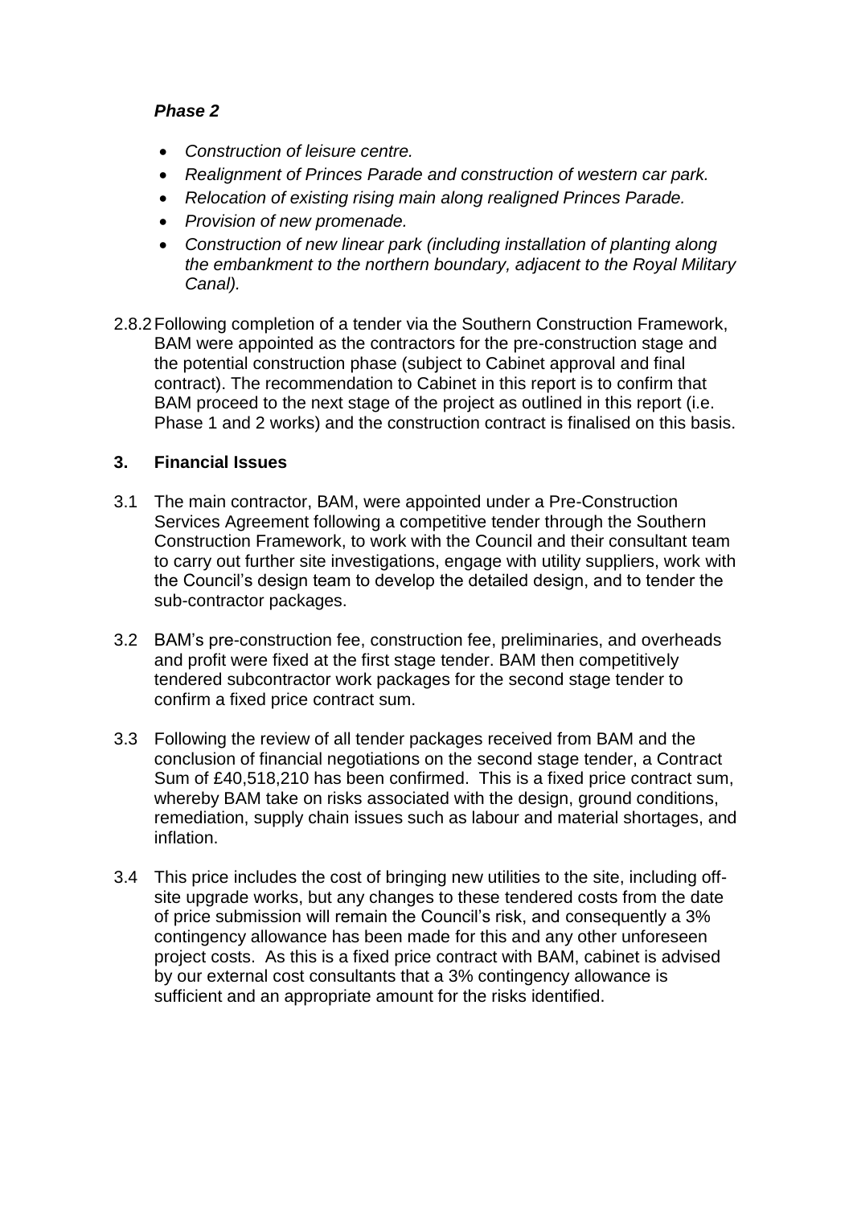***Phase 2***

- *Construction of leisure centre.*
- *Realignment of Princes Parade and construction of western car park.*
- *Relocation of existing rising main along realigned Princes Parade.*
- *Provision of new promenade.*
- *Construction of new linear park (including installation of planting along the embankment to the northern boundary, adjacent to the Royal Military Canal).*

2.8.2 Following completion of a tender via the Southern Construction Framework, BAM were appointed as the contractors for the pre-construction stage and the potential construction phase (subject to Cabinet approval and final contract). The recommendation to Cabinet in this report is to confirm that BAM proceed to the next stage of the project as outlined in this report (i.e. Phase 1 and 2 works) and the construction contract is finalised on this basis.

## 3. Financial Issues

3.1 The main contractor, BAM, were appointed under a Pre-Construction Services Agreement following a competitive tender through the Southern Construction Framework, to work with the Council and their consultant team to carry out further site investigations, engage with utility suppliers, work with the Council's design team to develop the detailed design, and to tender the sub-contractor packages.

3.2 BAM's pre-construction fee, construction fee, preliminaries, and overheads and profit were fixed at the first stage tender. BAM then competitively tendered subcontractor work packages for the second stage tender to confirm a fixed price contract sum.

3.3 Following the review of all tender packages received from BAM and the conclusion of financial negotiations on the second stage tender, a Contract Sum of £40,518,210 has been confirmed. This is a fixed price contract sum, whereby BAM take on risks associated with the design, ground conditions, remediation, supply chain issues such as labour and material shortages, and inflation.

3.4 This price includes the cost of bringing new utilities to the site, including off-site upgrade works, but any changes to these tendered costs from the date of price submission will remain the Council's risk, and consequently a 3% contingency allowance has been made for this and any other unforeseen project costs. As this is a fixed price contract with BAM, cabinet is advised by our external cost consultants that a 3% contingency allowance is sufficient and an appropriate amount for the risks identified.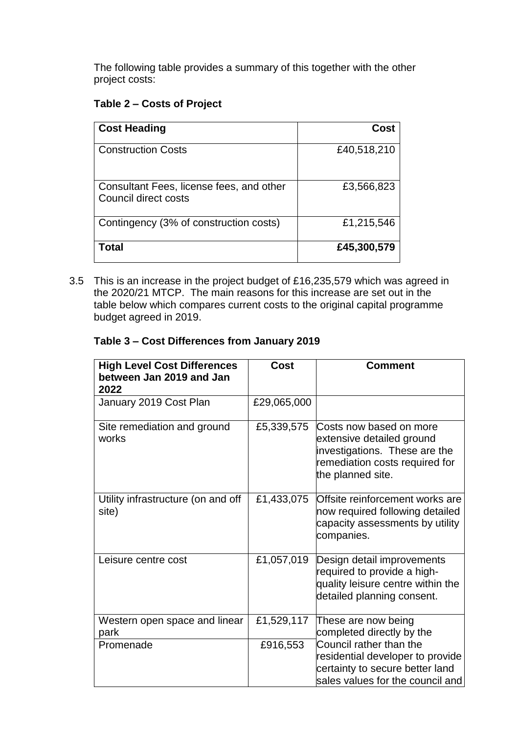The following table provides a summary of this together with the other project costs:

**Table 2 – Costs of Project**

| Cost Heading | Cost |
|---|---:|
| Construction Costs | £40,518,210 |
| Consultant Fees, license fees, and other Council direct costs | £3,566,823 |
| Contingency (3% of construction costs) | £1,215,546 |
| **Total** | **£45,300,579** |

3.5 This is an increase in the project budget of £16,235,579 which was agreed in the 2020/21 MTCP. The main reasons for this increase are set out in the table below which compares current costs to the original capital programme budget agreed in 2019.

**Table 3 – Cost Differences from January 2019**

| High Level Cost Differences between Jan 2019 and Jan 2022 | Cost | Comment |
|---|---:|---|
| January 2019 Cost Plan | £29,065,000 | |
| Site remediation and ground works | £5,339,575 | Costs now based on more extensive detailed ground investigations. These are the remediation costs required for the planned site. |
| Utility infrastructure (on and off site) | £1,433,075 | Offsite reinforcement works are now required following detailed capacity assessments by utility companies. |
| Leisure centre cost | £1,057,019 | Design detail improvements required to provide a high-quality leisure centre within the detailed planning consent. |
| Western open space and linear park | £1,529,117 | These are now being completed directly by the Council rather than the residential developer to provide certainty to secure better land sales values for the council and |
| Promenade | £916,553 | |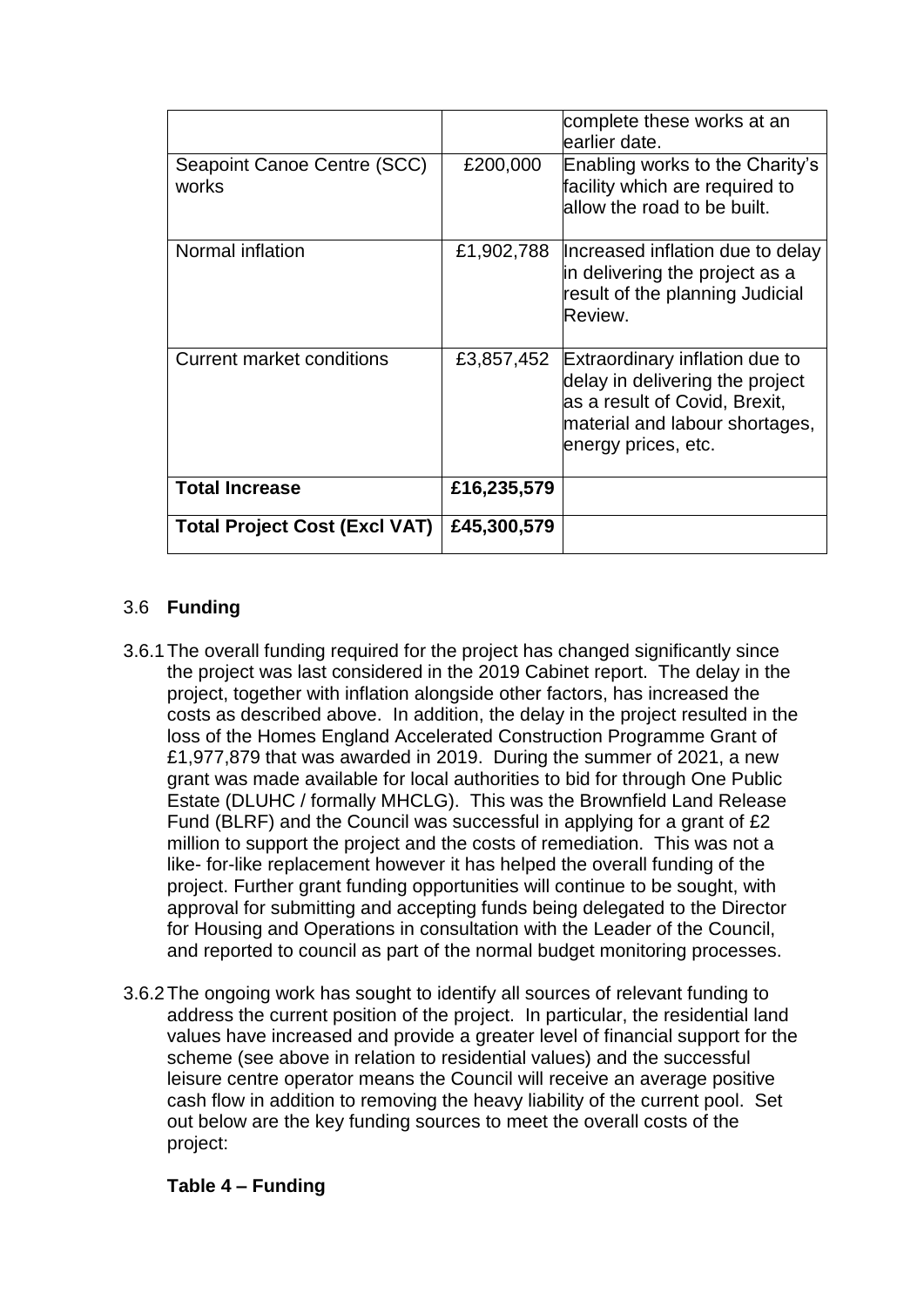| | | |
|---|---|---|
| | | complete these works at an earlier date. |
| Seapoint Canoe Centre (SCC) works | £200,000 | Enabling works to the Charity's facility which are required to allow the road to be built. |
| Normal inflation | £1,902,788 | Increased inflation due to delay in delivering the project as a result of the planning Judicial Review. |
| Current market conditions | £3,857,452 | Extraordinary inflation due to delay in delivering the project as a result of Covid, Brexit, material and labour shortages, energy prices, etc. |
| **Total Increase** | **£16,235,579** | |
| **Total Project Cost (Excl VAT)** | **£45,300,579** | |

3.6 **Funding**

3.6.1 The overall funding required for the project has changed significantly since the project was last considered in the 2019 Cabinet report. The delay in the project, together with inflation alongside other factors, has increased the costs as described above. In addition, the delay in the project resulted in the loss of the Homes England Accelerated Construction Programme Grant of £1,977,879 that was awarded in 2019. During the summer of 2021, a new grant was made available for local authorities to bid for through One Public Estate (DLUHC / formally MHCLG). This was the Brownfield Land Release Fund (BLRF) and the Council was successful in applying for a grant of £2 million to support the project and the costs of remediation. This was not a like- for-like replacement however it has helped the overall funding of the project. Further grant funding opportunities will continue to be sought, with approval for submitting and accepting funds being delegated to the Director for Housing and Operations in consultation with the Leader of the Council, and reported to council as part of the normal budget monitoring processes.

3.6.2 The ongoing work has sought to identify all sources of relevant funding to address the current position of the project. In particular, the residential land values have increased and provide a greater level of financial support for the scheme (see above in relation to residential values) and the successful leisure centre operator means the Council will receive an average positive cash flow in addition to removing the heavy liability of the current pool. Set out below are the key funding sources to meet the overall costs of the project:

**Table 4 – Funding**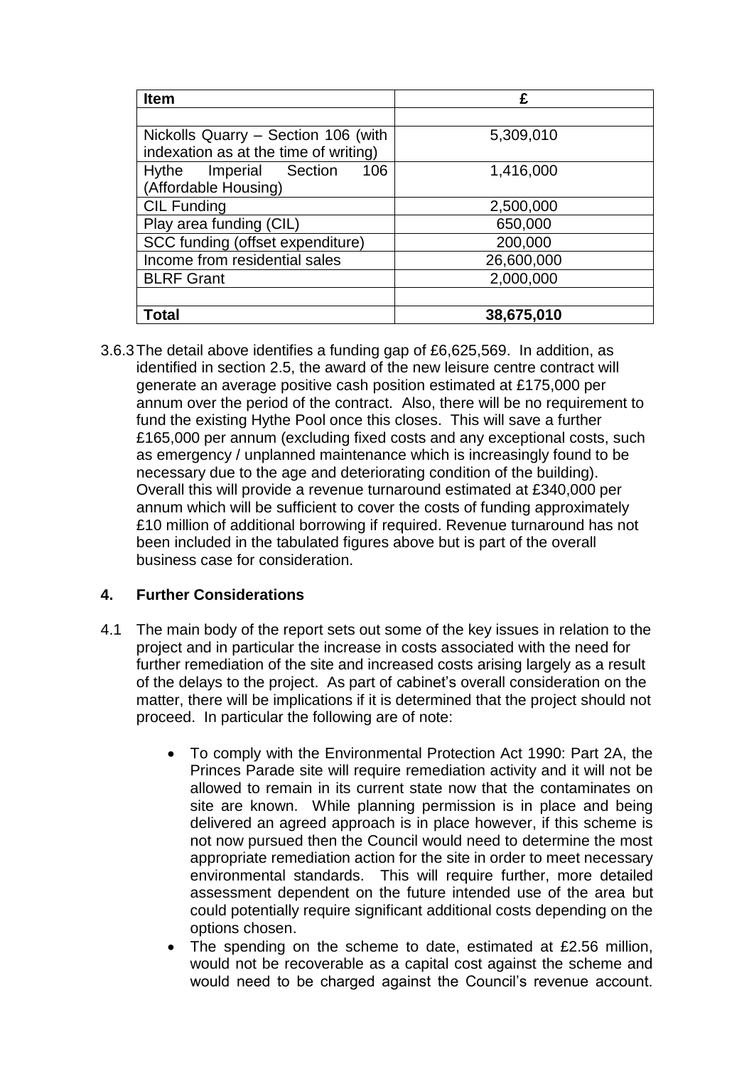| Item | £ |
|---|---|
| | |
| Nickolls Quarry – Section 106 (with indexation as at the time of writing) | 5,309,010 |
| Hythe Imperial Section 106 (Affordable Housing) | 1,416,000 |
| CIL Funding | 2,500,000 |
| Play area funding (CIL) | 650,000 |
| SCC funding (offset expenditure) | 200,000 |
| Income from residential sales | 26,600,000 |
| BLRF Grant | 2,000,000 |
| | |
| **Total** | **38,675,010** |

3.6.3 The detail above identifies a funding gap of £6,625,569. In addition, as identified in section 2.5, the award of the new leisure centre contract will generate an average positive cash position estimated at £175,000 per annum over the period of the contract. Also, there will be no requirement to fund the existing Hythe Pool once this closes. This will save a further £165,000 per annum (excluding fixed costs and any exceptional costs, such as emergency / unplanned maintenance which is increasingly found to be necessary due to the age and deteriorating condition of the building). Overall this will provide a revenue turnaround estimated at £340,000 per annum which will be sufficient to cover the costs of funding approximately £10 million of additional borrowing if required. Revenue turnaround has not been included in the tabulated figures above but is part of the overall business case for consideration.

## 4. Further Considerations

4.1 The main body of the report sets out some of the key issues in relation to the project and in particular the increase in costs associated with the need for further remediation of the site and increased costs arising largely as a result of the delays to the project. As part of cabinet's overall consideration on the matter, there will be implications if it is determined that the project should not proceed. In particular the following are of note:

- To comply with the Environmental Protection Act 1990: Part 2A, the Princes Parade site will require remediation activity and it will not be allowed to remain in its current state now that the contaminates on site are known. While planning permission is in place and being delivered an agreed approach is in place however, if this scheme is not now pursued then the Council would need to determine the most appropriate remediation action for the site in order to meet necessary environmental standards. This will require further, more detailed assessment dependent on the future intended use of the area but could potentially require significant additional costs depending on the options chosen.
- The spending on the scheme to date, estimated at £2.56 million, would not be recoverable as a capital cost against the scheme and would need to be charged against the Council's revenue account.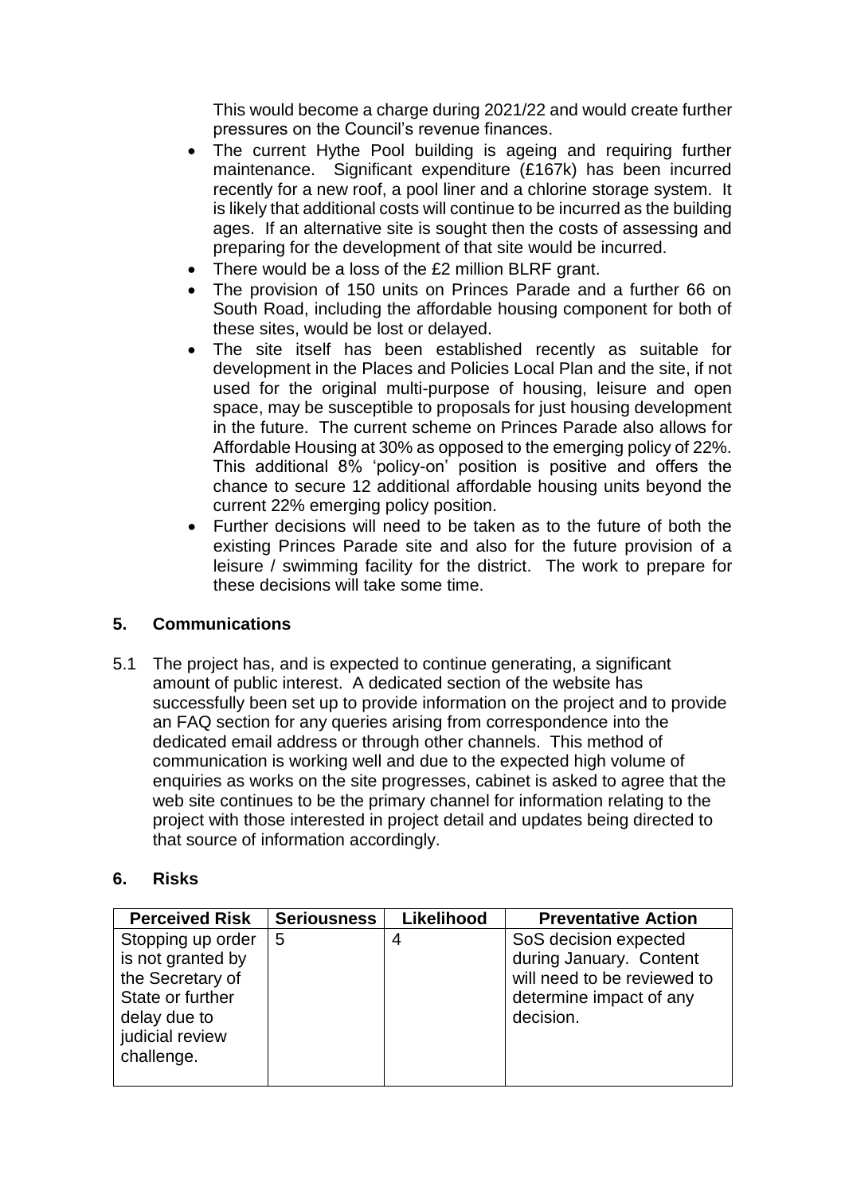This would become a charge during 2021/22 and would create further pressures on the Council's revenue finances.

- The current Hythe Pool building is ageing and requiring further maintenance. Significant expenditure (£167k) has been incurred recently for a new roof, a pool liner and a chlorine storage system. It is likely that additional costs will continue to be incurred as the building ages. If an alternative site is sought then the costs of assessing and preparing for the development of that site would be incurred.
- There would be a loss of the £2 million BLRF grant.
- The provision of 150 units on Princes Parade and a further 66 on South Road, including the affordable housing component for both of these sites, would be lost or delayed.
- The site itself has been established recently as suitable for development in the Places and Policies Local Plan and the site, if not used for the original multi-purpose of housing, leisure and open space, may be susceptible to proposals for just housing development in the future. The current scheme on Princes Parade also allows for Affordable Housing at 30% as opposed to the emerging policy of 22%. This additional 8% 'policy-on' position is positive and offers the chance to secure 12 additional affordable housing units beyond the current 22% emerging policy position.
- Further decisions will need to be taken as to the future of both the existing Princes Parade site and also for the future provision of a leisure / swimming facility for the district. The work to prepare for these decisions will take some time.

## 5. Communications

5.1 The project has, and is expected to continue generating, a significant amount of public interest. A dedicated section of the website has successfully been set up to provide information on the project and to provide an FAQ section for any queries arising from correspondence into the dedicated email address or through other channels. This method of communication is working well and due to the expected high volume of enquiries as works on the site progresses, cabinet is asked to agree that the web site continues to be the primary channel for information relating to the project with those interested in project detail and updates being directed to that source of information accordingly.

## 6. Risks

| Perceived Risk | Seriousness | Likelihood | Preventative Action |
|---|---|---|---|
| Stopping up order is not granted by the Secretary of State or further delay due to judicial review challenge. | 5 | 4 | SoS decision expected during January. Content will need to be reviewed to determine impact of any decision. |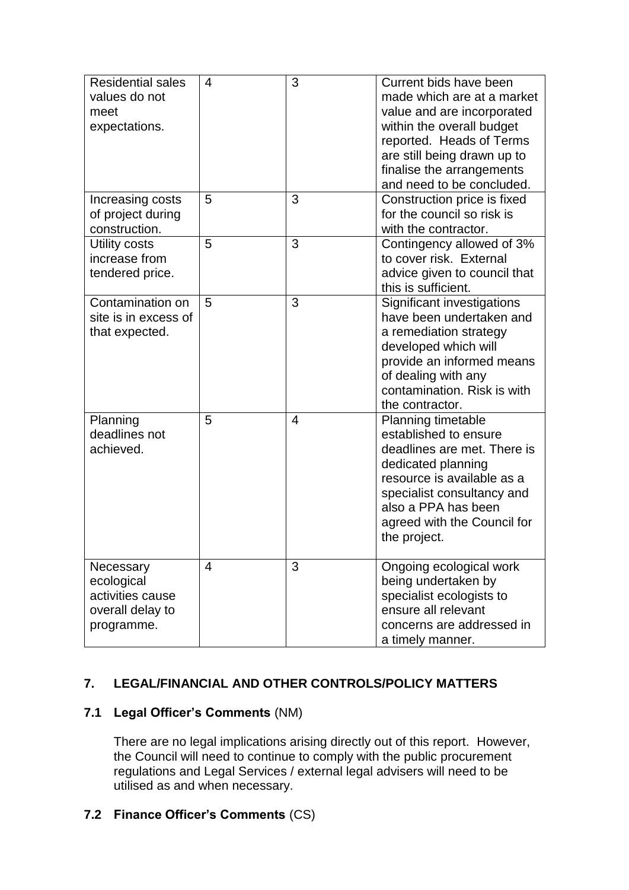| Residential sales values do not meet expectations. | 4 | 3 | Current bids have been made which are at a market value and are incorporated within the overall budget reported. Heads of Terms are still being drawn up to finalise the arrangements and need to be concluded. |
|---|---|---|---|
| Increasing costs of project during construction. | 5 | 3 | Construction price is fixed for the council so risk is with the contractor. |
| Utility costs increase from tendered price. | 5 | 3 | Contingency allowed of 3% to cover risk. External advice given to council that this is sufficient. |
| Contamination on site is in excess of that expected. | 5 | 3 | Significant investigations have been undertaken and a remediation strategy developed which will provide an informed means of dealing with any contamination. Risk is with the contractor. |
| Planning deadlines not achieved. | 5 | 4 | Planning timetable established to ensure deadlines are met. There is dedicated planning resource is available as a specialist consultancy and also a PPA has been agreed with the Council for the project. |
| Necessary ecological activities cause overall delay to programme. | 4 | 3 | Ongoing ecological work being undertaken by specialist ecologists to ensure all relevant concerns are addressed in a timely manner. |

## 7. LEGAL/FINANCIAL AND OTHER CONTROLS/POLICY MATTERS

### 7.1 Legal Officer's Comments (NM)

There are no legal implications arising directly out of this report. However, the Council will need to continue to comply with the public procurement regulations and Legal Services / external legal advisers will need to be utilised as and when necessary.

### 7.2 Finance Officer's Comments (CS)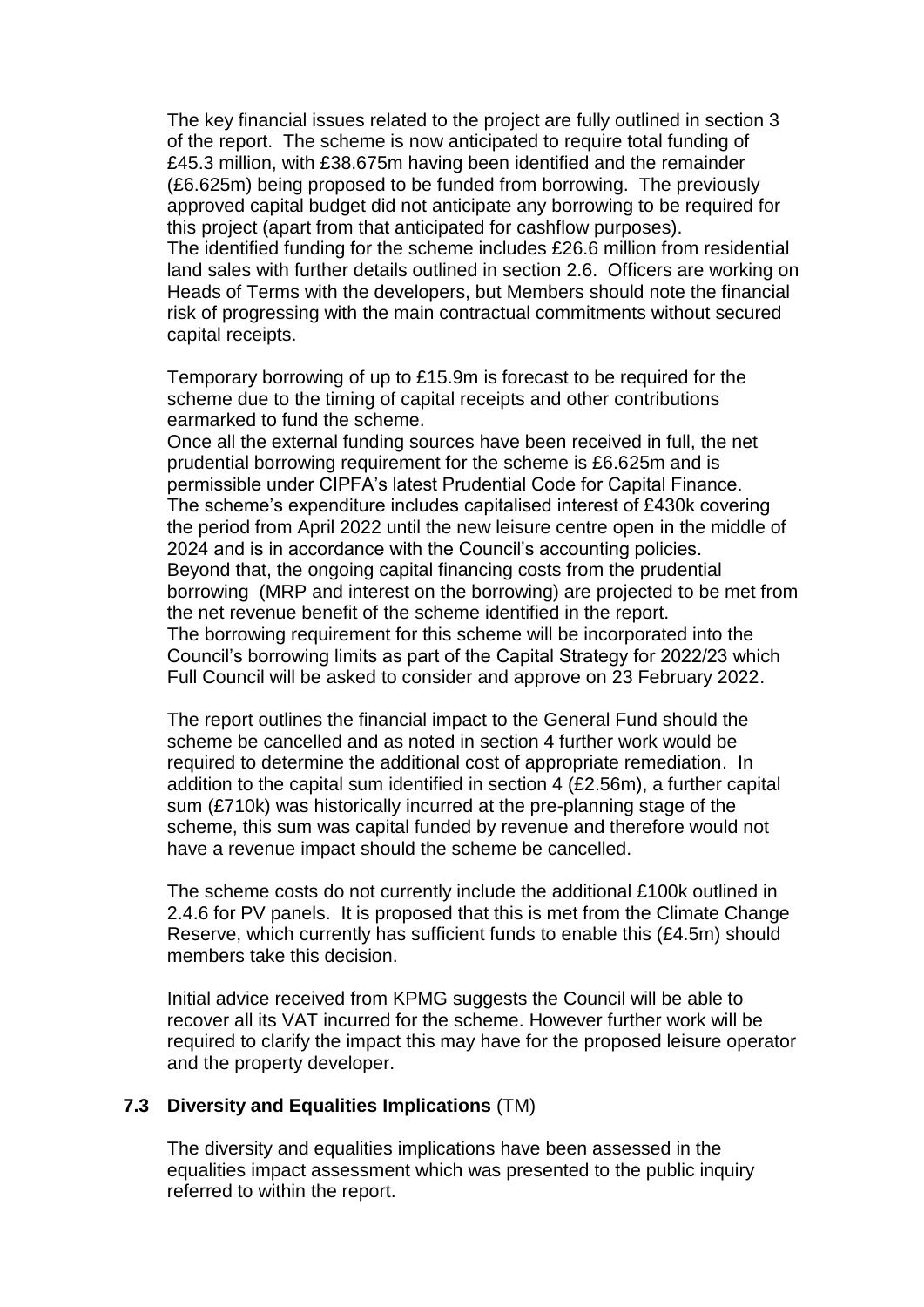The key financial issues related to the project are fully outlined in section 3 of the report. The scheme is now anticipated to require total funding of £45.3 million, with £38.675m having been identified and the remainder (£6.625m) being proposed to be funded from borrowing. The previously approved capital budget did not anticipate any borrowing to be required for this project (apart from that anticipated for cashflow purposes).
The identified funding for the scheme includes £26.6 million from residential land sales with further details outlined in section 2.6. Officers are working on Heads of Terms with the developers, but Members should note the financial risk of progressing with the main contractual commitments without secured capital receipts.

Temporary borrowing of up to £15.9m is forecast to be required for the scheme due to the timing of capital receipts and other contributions earmarked to fund the scheme.
Once all the external funding sources have been received in full, the net prudential borrowing requirement for the scheme is £6.625m and is permissible under CIPFA's latest Prudential Code for Capital Finance.
The scheme's expenditure includes capitalised interest of £430k covering the period from April 2022 until the new leisure centre open in the middle of 2024 and is in accordance with the Council's accounting policies.
Beyond that, the ongoing capital financing costs from the prudential borrowing (MRP and interest on the borrowing) are projected to be met from the net revenue benefit of the scheme identified in the report.
The borrowing requirement for this scheme will be incorporated into the Council's borrowing limits as part of the Capital Strategy for 2022/23 which Full Council will be asked to consider and approve on 23 February 2022.

The report outlines the financial impact to the General Fund should the scheme be cancelled and as noted in section 4 further work would be required to determine the additional cost of appropriate remediation. In addition to the capital sum identified in section 4 (£2.56m), a further capital sum (£710k) was historically incurred at the pre-planning stage of the scheme, this sum was capital funded by revenue and therefore would not have a revenue impact should the scheme be cancelled.

The scheme costs do not currently include the additional £100k outlined in 2.4.6 for PV panels. It is proposed that this is met from the Climate Change Reserve, which currently has sufficient funds to enable this (£4.5m) should members take this decision.

Initial advice received from KPMG suggests the Council will be able to recover all its VAT incurred for the scheme. However further work will be required to clarify the impact this may have for the proposed leisure operator and the property developer.

### 7.3 Diversity and Equalities Implications (TM)

The diversity and equalities implications have been assessed in the equalities impact assessment which was presented to the public inquiry referred to within the report.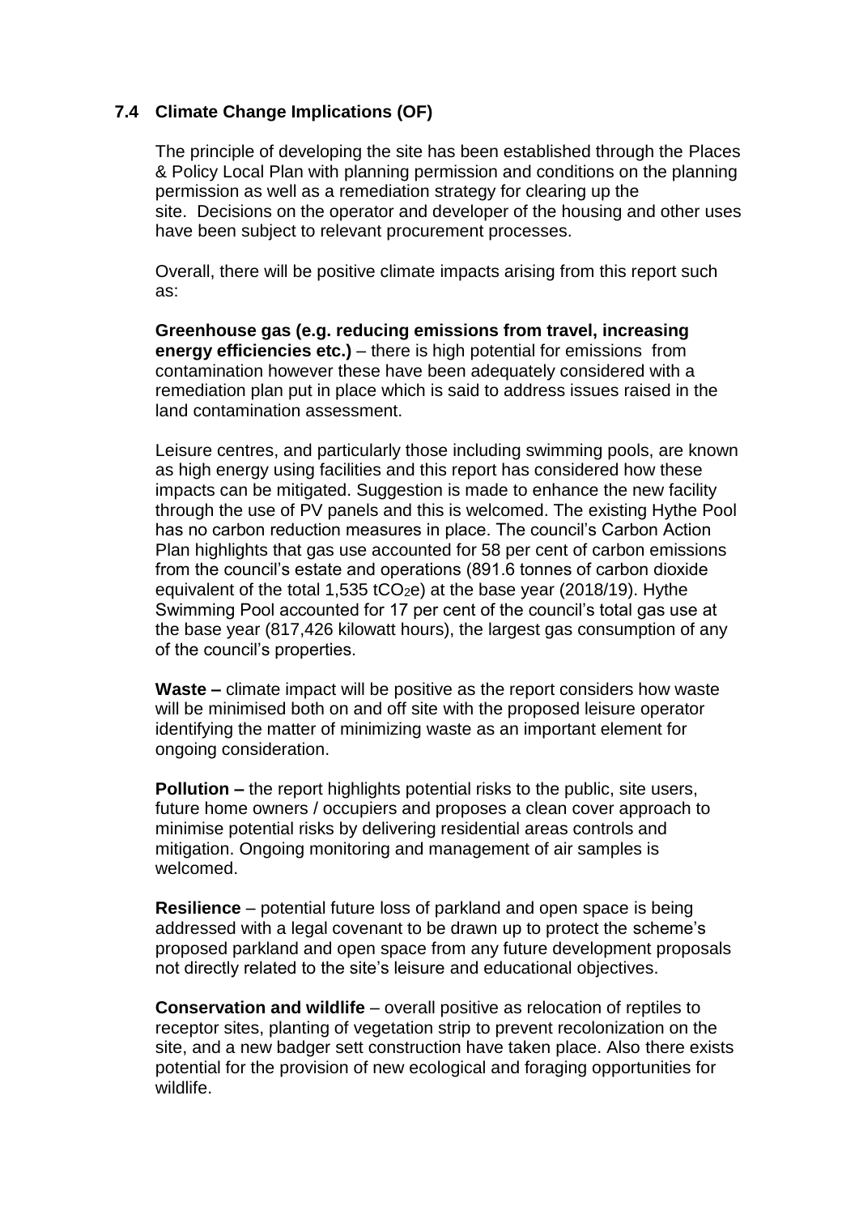### 7.4 Climate Change Implications (OF)

The principle of developing the site has been established through the Places & Policy Local Plan with planning permission and conditions on the planning permission as well as a remediation strategy for clearing up the site. Decisions on the operator and developer of the housing and other uses have been subject to relevant procurement processes.

Overall, there will be positive climate impacts arising from this report such as:

**Greenhouse gas (e.g. reducing emissions from travel, increasing energy efficiencies etc.)** – there is high potential for emissions from contamination however these have been adequately considered with a remediation plan put in place which is said to address issues raised in the land contamination assessment.

Leisure centres, and particularly those including swimming pools, are known as high energy using facilities and this report has considered how these impacts can be mitigated. Suggestion is made to enhance the new facility through the use of PV panels and this is welcomed. The existing Hythe Pool has no carbon reduction measures in place. The council's Carbon Action Plan highlights that gas use accounted for 58 per cent of carbon emissions from the council's estate and operations (891.6 tonnes of carbon dioxide equivalent of the total 1,535 $tCO_2e$) at the base year (2018/19). Hythe Swimming Pool accounted for 17 per cent of the council's total gas use at the base year (817,426 kilowatt hours), the largest gas consumption of any of the council's properties.

**Waste –** climate impact will be positive as the report considers how waste will be minimised both on and off site with the proposed leisure operator identifying the matter of minimizing waste as an important element for ongoing consideration.

**Pollution –** the report highlights potential risks to the public, site users, future home owners / occupiers and proposes a clean cover approach to minimise potential risks by delivering residential areas controls and mitigation. Ongoing monitoring and management of air samples is welcomed.

**Resilience** – potential future loss of parkland and open space is being addressed with a legal covenant to be drawn up to protect the scheme's proposed parkland and open space from any future development proposals not directly related to the site's leisure and educational objectives.

**Conservation and wildlife** – overall positive as relocation of reptiles to receptor sites, planting of vegetation strip to prevent recolonization on the site, and a new badger sett construction have taken place. Also there exists potential for the provision of new ecological and foraging opportunities for wildlife.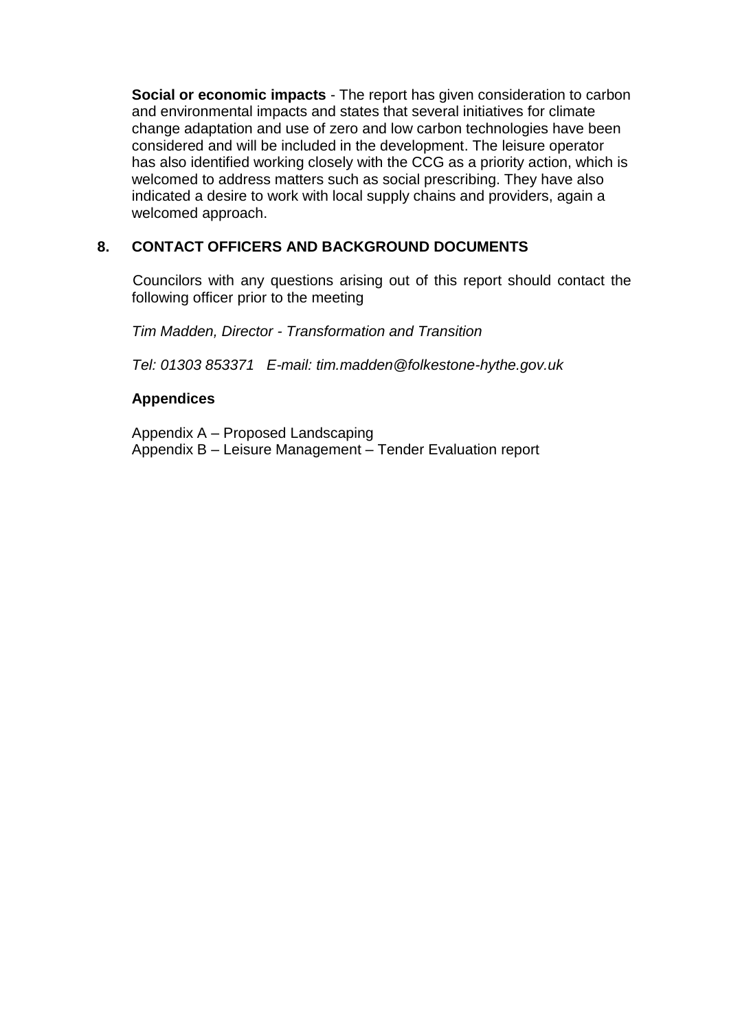**Social or economic impacts** - The report has given consideration to carbon and environmental impacts and states that several initiatives for climate change adaptation and use of zero and low carbon technologies have been considered and will be included in the development. The leisure operator has also identified working closely with the CCG as a priority action, which is welcomed to address matters such as social prescribing. They have also indicated a desire to work with local supply chains and providers, again a welcomed approach.

## 8. CONTACT OFFICERS AND BACKGROUND DOCUMENTS

Councilors with any questions arising out of this report should contact the following officer prior to the meeting

*Tim Madden, Director - Transformation and Transition*

*Tel: 01303 853371 E-mail: tim.madden@folkestone-hythe.gov.uk*

**Appendices**

Appendix A – Proposed Landscaping
Appendix B – Leisure Management – Tender Evaluation report